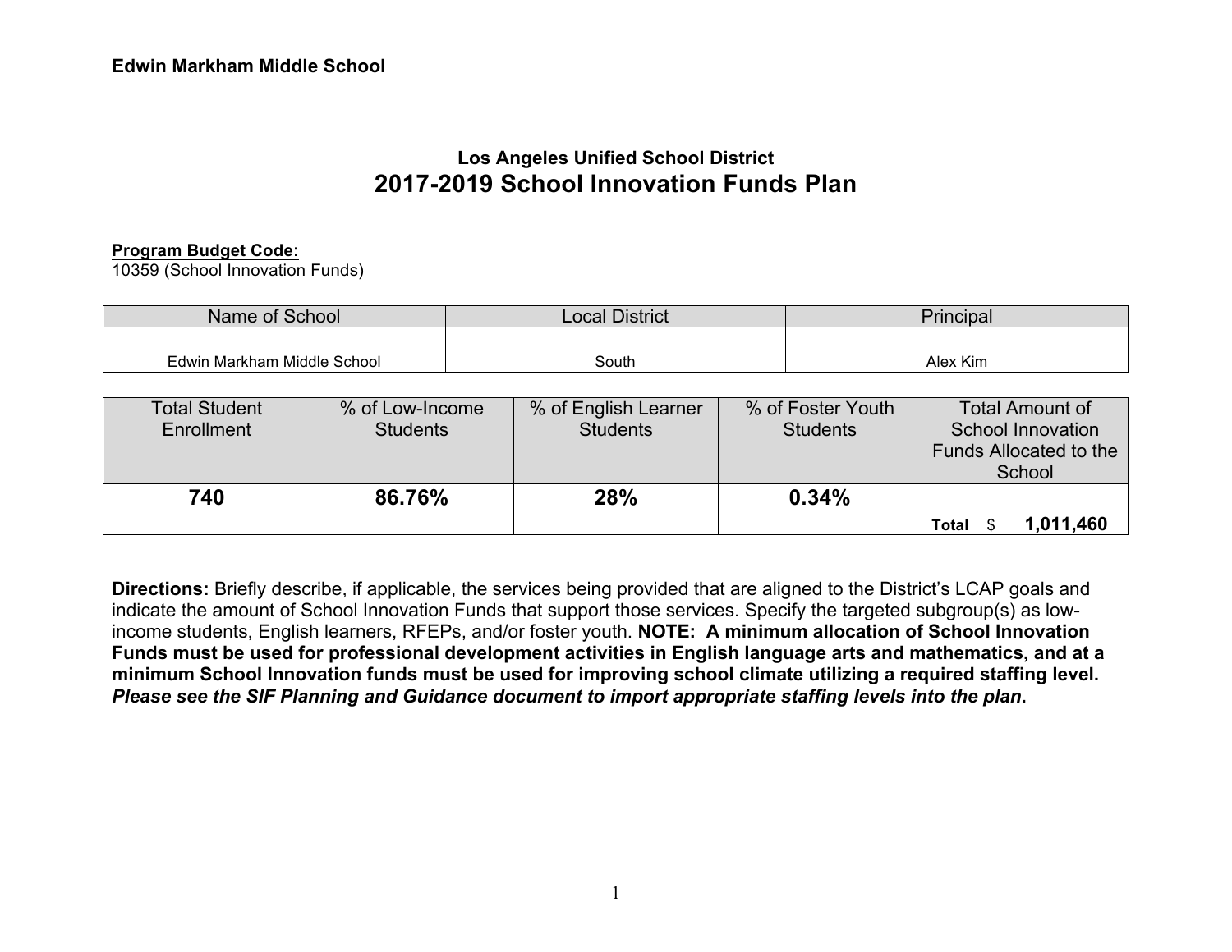**Edwin Markham Middle School**

### Los Angeles Unified School District

# 2017-2019 School Innovation Funds Plan

**Program Budget Code:**
10359 (School Innovation Funds)

| Name of School | Local District | Principal |
|---|---|---|
| Edwin Markham Middle School | South | Alex Kim |

| Total Student Enrollment | % of Low-Income Students | % of English Learner Students | % of Foster Youth Students | Total Amount of School Innovation Funds Allocated to the School |
|---|---|---|---|---|
| **740** | **86.76%** | **28%** | **0.34%** | **Total** $ **1,011,460** |

**Directions:** Briefly describe, if applicable, the services being provided that are aligned to the District's LCAP goals and indicate the amount of School Innovation Funds that support those services. Specify the targeted subgroup(s) as low-income students, English learners, RFEPs, and/or foster youth. **NOTE: A minimum allocation of School Innovation Funds must be used for professional development activities in English language arts and mathematics, and at a minimum School Innovation funds must be used for improving school climate utilizing a required staffing level.** ***Please see the SIF Planning and Guidance document to import appropriate staffing levels into the plan*****.**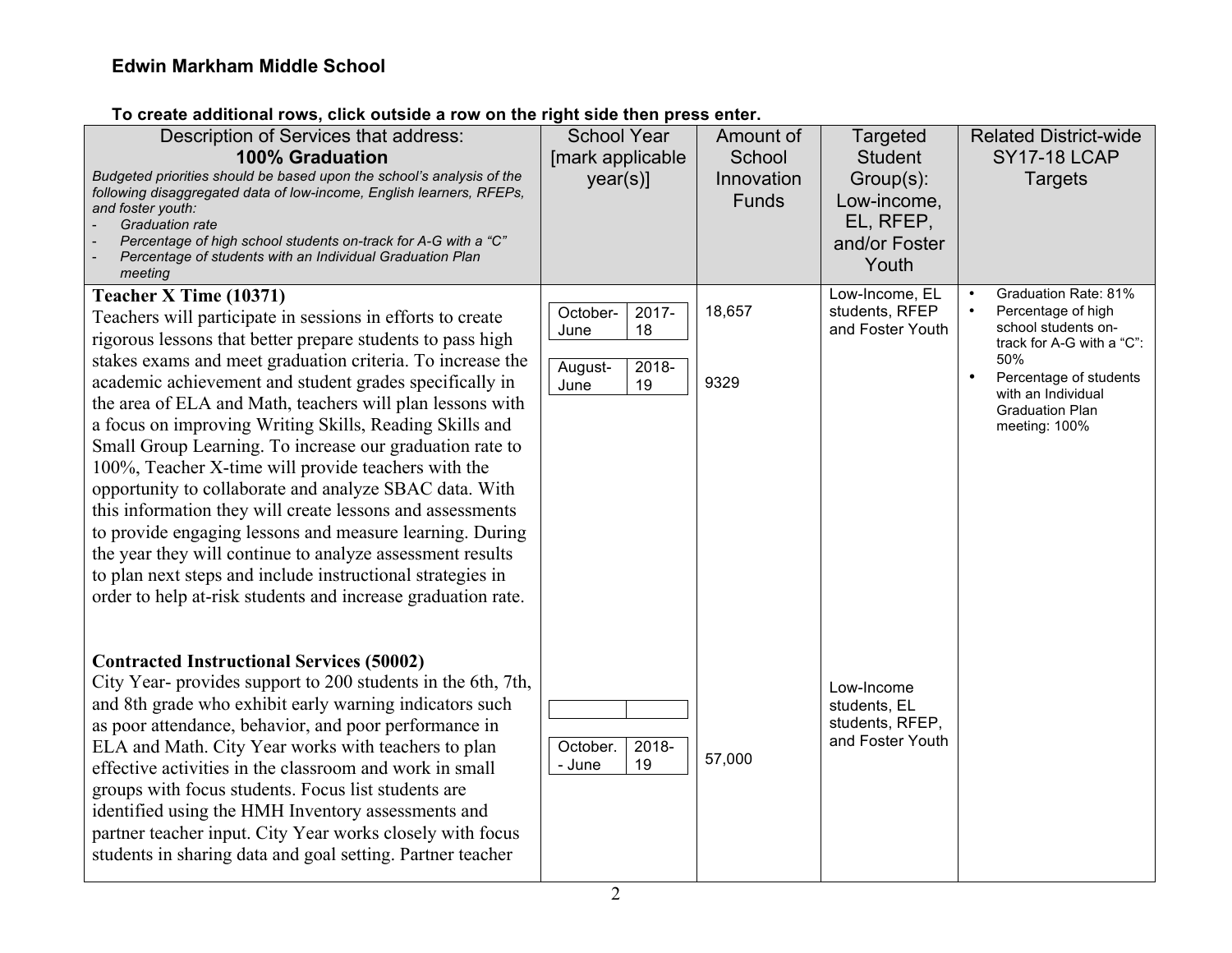**Edwin Markham Middle School**

**To create additional rows, click outside a row on the right side then press enter.**

| Description of Services that address: **100% Graduation** *Budgeted priorities should be based upon the school's analysis of the following disaggregated data of low-income, English learners, RFEPs, and foster youth:* *- Graduation rate* *- Percentage of high school students on-track for A-G with a "C"* *- Percentage of students with an Individual Graduation Plan meeting* | School Year [mark applicable year(s)] | Amount of School Innovation Funds | Targeted Student Group(s): Low-income, EL, RFEP, and/or Foster Youth | Related District-wide SY17-18 LCAP Targets |
|---|---|---|---|---|
| **Teacher X Time (10371)** Teachers will participate in sessions in efforts to create rigorous lessons that better prepare students to pass high stakes exams and meet graduation criteria. To increase the academic achievement and student grades specifically in the area of ELA and Math, teachers will plan lessons with a focus on improving Writing Skills, Reading Skills and Small Group Learning. To increase our graduation rate to 100%, Teacher X-time will provide teachers with the opportunity to collaborate and analyze SBAC data. With this information they will create lessons and assessments to provide engaging lessons and measure learning. During the year they will continue to analyze assessment results to plan next steps and include instructional strategies in order to help at-risk students and increase graduation rate. | October-June 2017-18<br>August-June 2018-19 | 18,657<br>9329 | Low-Income, EL students, RFEP and Foster Youth | • Graduation Rate: 81%<br>• Percentage of high school students on-track for A-G with a "C": 50%<br>• Percentage of students with an Individual Graduation Plan meeting: 100% |
| **Contracted Instructional Services (50002)** City Year- provides support to 200 students in the 6th, 7th, and 8th grade who exhibit early warning indicators such as poor attendance, behavior, and poor performance in ELA and Math. City Year works with teachers to plan effective activities in the classroom and work in small groups with focus students. Focus list students are identified using the HMH Inventory assessments and partner teacher input. City Year works closely with focus students in sharing data and goal setting. Partner teacher | October. - June 2018-19 | 57,000 | Low-Income students, EL students, RFEP, and Foster Youth | |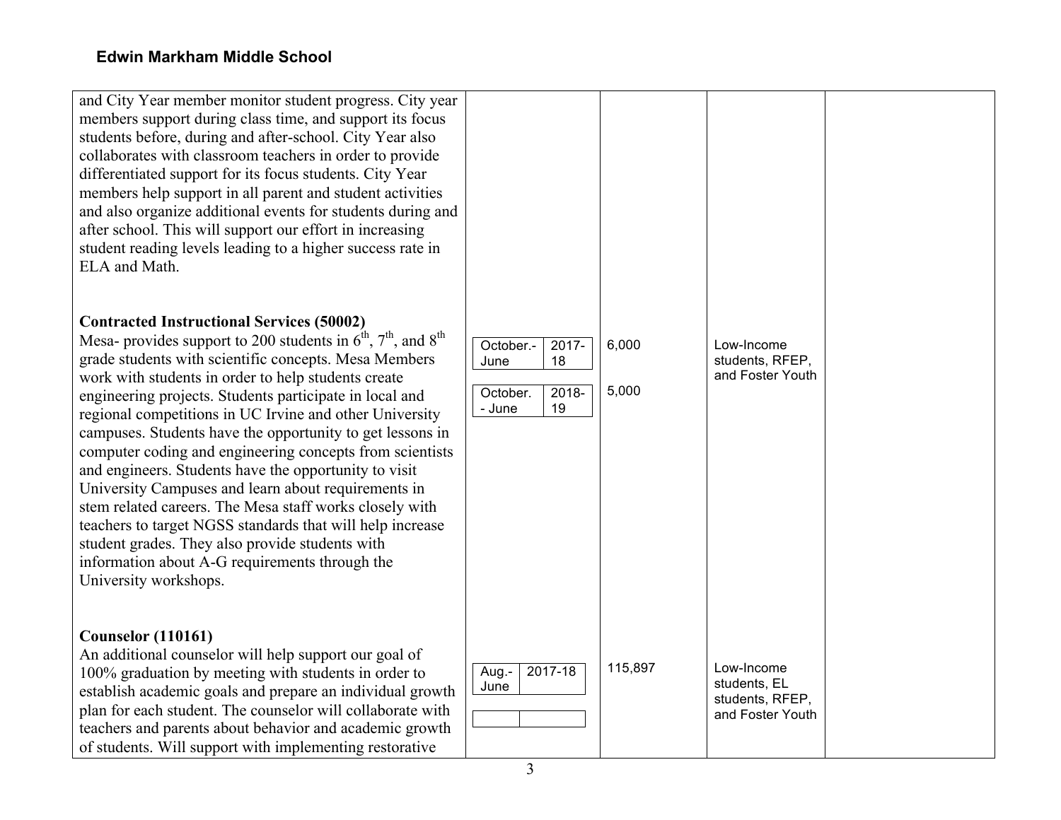**Edwin Markham Middle School**

| | | | | |
|---|---|---|---|---|
| and City Year member monitor student progress. City year members support during class time, and support its focus students before, during and after-school. City Year also collaborates with classroom teachers in order to provide differentiated support for its focus students. City Year members help support in all parent and student activities and also organize additional events for students during and after school. This will support our effort in increasing student reading levels leading to a higher success rate in ELA and Math. | | | | |
| **Contracted Instructional Services (50002)**<br>Mesa- provides support to 200 students in 6th, 7th, and 8th grade students with scientific concepts. Mesa Members work with students in order to help students create engineering projects. Students participate in local and regional competitions in UC Irvine and other University campuses. Students have the opportunity to get lessons in computer coding and engineering concepts from scientists and engineers. Students have the opportunity to visit University Campuses and learn about requirements in stem related careers. The Mesa staff works closely with teachers to target NGSS standards that will help increase student grades. They also provide students with information about A-G requirements through the University workshops. | October.- June 2017-18<br><br>October. - June 2018-19 | 6,000<br><br>5,000 | Low-Income students, RFEP, and Foster Youth | |
| **Counselor (110161)**<br>An additional counselor will help support our goal of 100% graduation by meeting with students in order to establish academic goals and prepare an individual growth plan for each student. The counselor will collaborate with teachers and parents about behavior and academic growth of students. Will support with implementing restorative | Aug.- June 2017-18 | 115,897 | Low-Income students, EL students, RFEP, and Foster Youth | |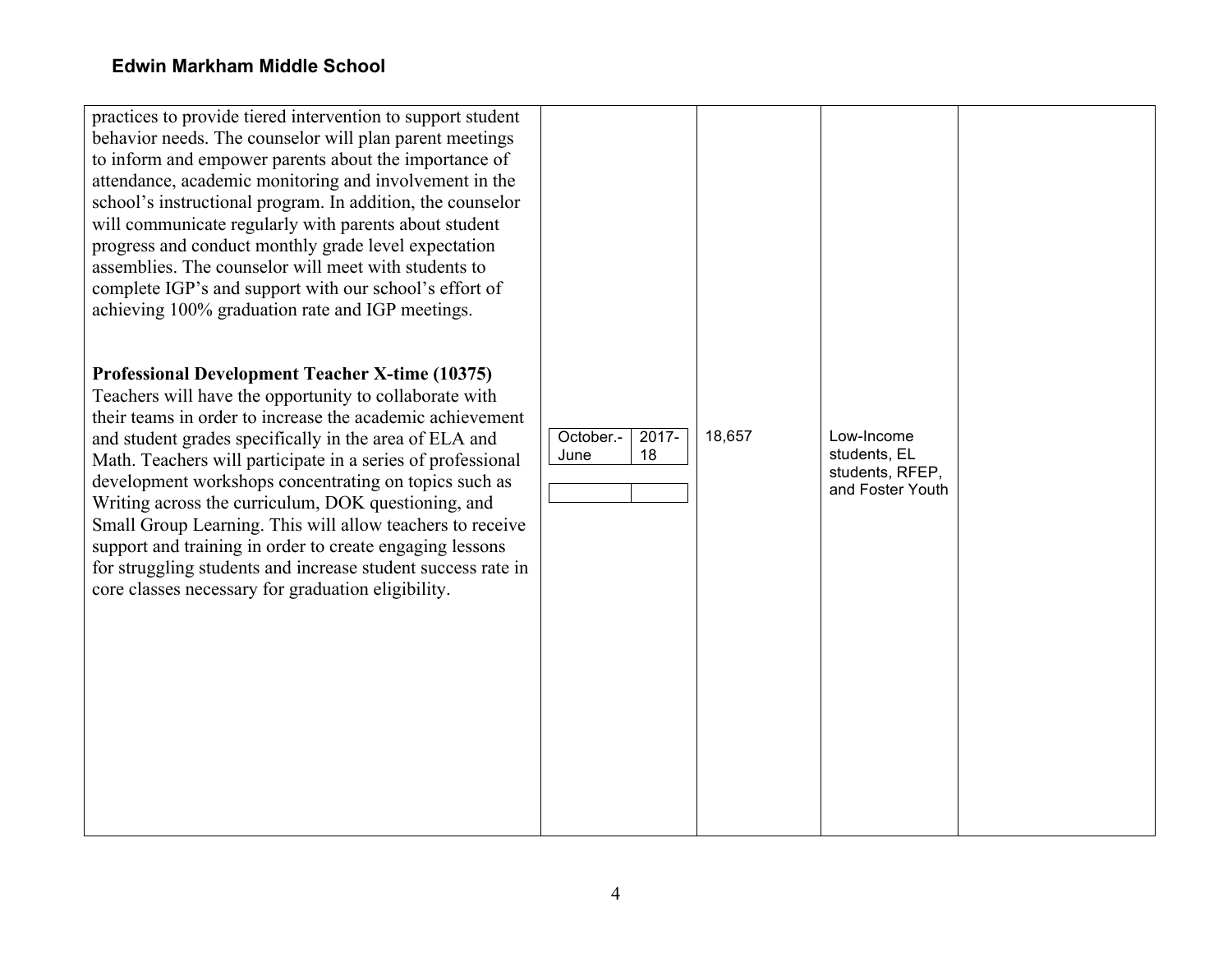| | | | | |
|---|---|---|---|---|
| practices to provide tiered intervention to support student behavior needs. The counselor will plan parent meetings to inform and empower parents about the importance of attendance, academic monitoring and involvement in the school's instructional program. In addition, the counselor will communicate regularly with parents about student progress and conduct monthly grade level expectation assemblies. The counselor will meet with students to complete IGP's and support with our school's effort of achieving 100% graduation rate and IGP meetings.<br><br>**Professional Development Teacher X-time (10375)**<br>Teachers will have the opportunity to collaborate with their teams in order to increase the academic achievement and student grades specifically in the area of ELA and Math. Teachers will participate in a series of professional development workshops concentrating on topics such as Writing across the curriculum, DOK questioning, and Small Group Learning. This will allow teachers to receive support and training in order to create engaging lessons for struggling students and increase student success rate in core classes necessary for graduation eligibility. | October.- June \| 2017-18 | 18,657 | Low-Income students, EL students, RFEP, and Foster Youth | |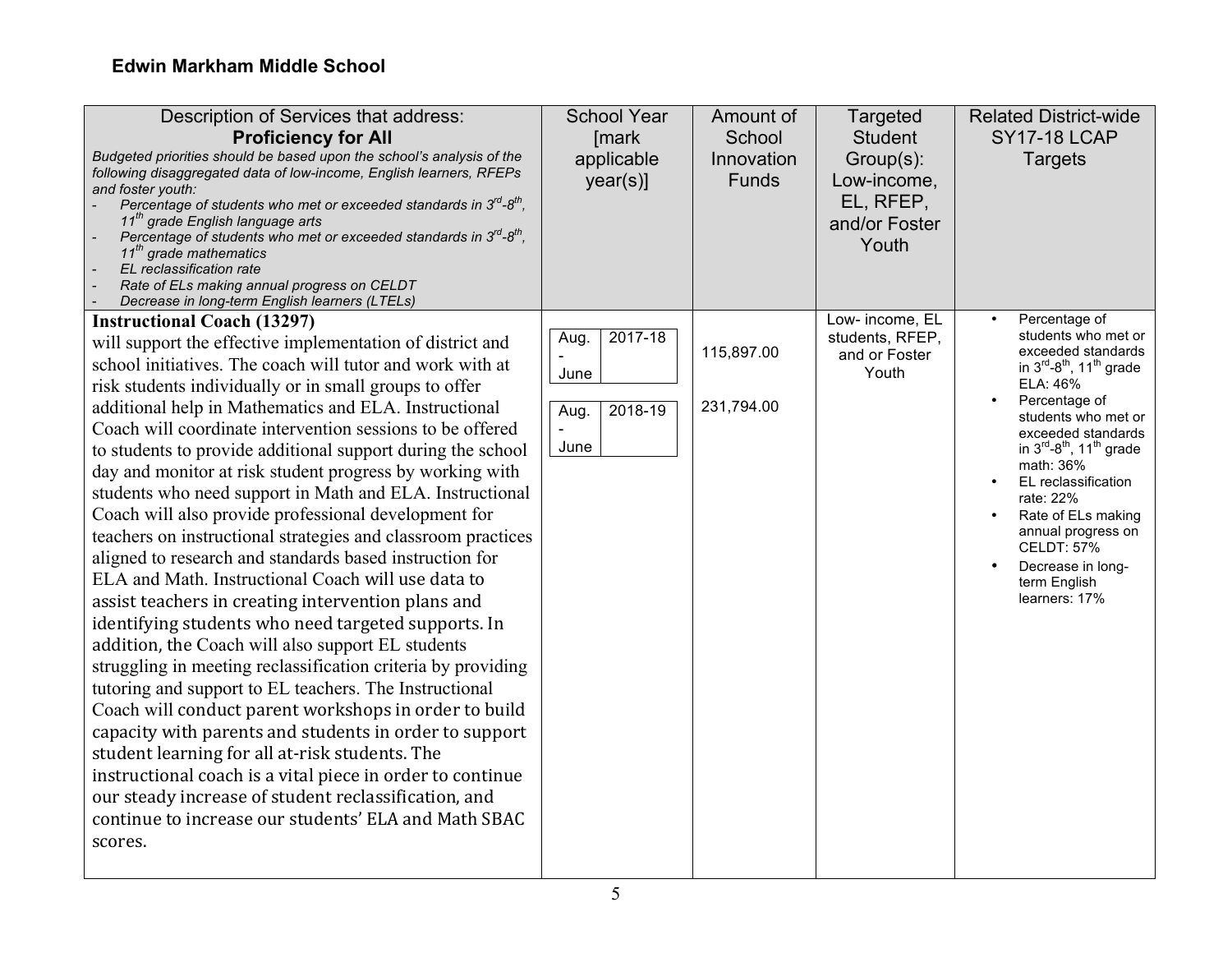**Edwin Markham Middle School**

| Description of Services that address: **Proficiency for All** *Budgeted priorities should be based upon the school's analysis of the following disaggregated data of low-income, English learners, RFEPs and foster youth:* - *Percentage of students who met or exceeded standards in 3rd-8th, 11th grade English language arts* - *Percentage of students who met or exceeded standards in 3rd-8th, 11th grade mathematics* - *EL reclassification rate* - *Rate of ELs making annual progress on CELDT* - *Decrease in long-term English learners (LTELs)* | School Year [mark applicable year(s)] | Amount of School Innovation Funds | Targeted Student Group(s): Low-income, EL, RFEP, and/or Foster Youth | Related District-wide SY17-18 LCAP Targets |
|---|---|---|---|---|
| **Instructional Coach (13297)** will support the effective implementation of district and school initiatives. The coach will tutor and work with at risk students individually or in small groups to offer additional help in Mathematics and ELA. Instructional Coach will coordinate intervention sessions to be offered to students to provide additional support during the school day and monitor at risk student progress by working with students who need support in Math and ELA. Instructional Coach will also provide professional development for teachers on instructional strategies and classroom practices aligned to research and standards based instruction for ELA and Math. Instructional Coach will use data to assist teachers in creating intervention plans and identifying students who need targeted supports. In addition, the Coach will also support EL students struggling in meeting reclassification criteria by providing tutoring and support to EL teachers. The Instructional Coach will conduct parent workshops in order to build capacity with parents and students in order to support student learning for all at-risk students. The instructional coach is a vital piece in order to continue our steady increase of student reclassification, and continue to increase our students' ELA and Math SBAC scores. | Aug. - June 2017-18<br><br>Aug. - June 2018-19 | 115,897.00<br><br>231,794.00 | Low- income, EL students, RFEP, and or Foster Youth | • Percentage of students who met or exceeded standards in 3rd-8th, 11th grade ELA: 46%<br>• Percentage of students who met or exceeded standards in 3rd-8th, 11th grade math: 36%<br>• EL reclassification rate: 22%<br>• Rate of ELs making annual progress on CELDT: 57%<br>• Decrease in long-term English learners: 17% |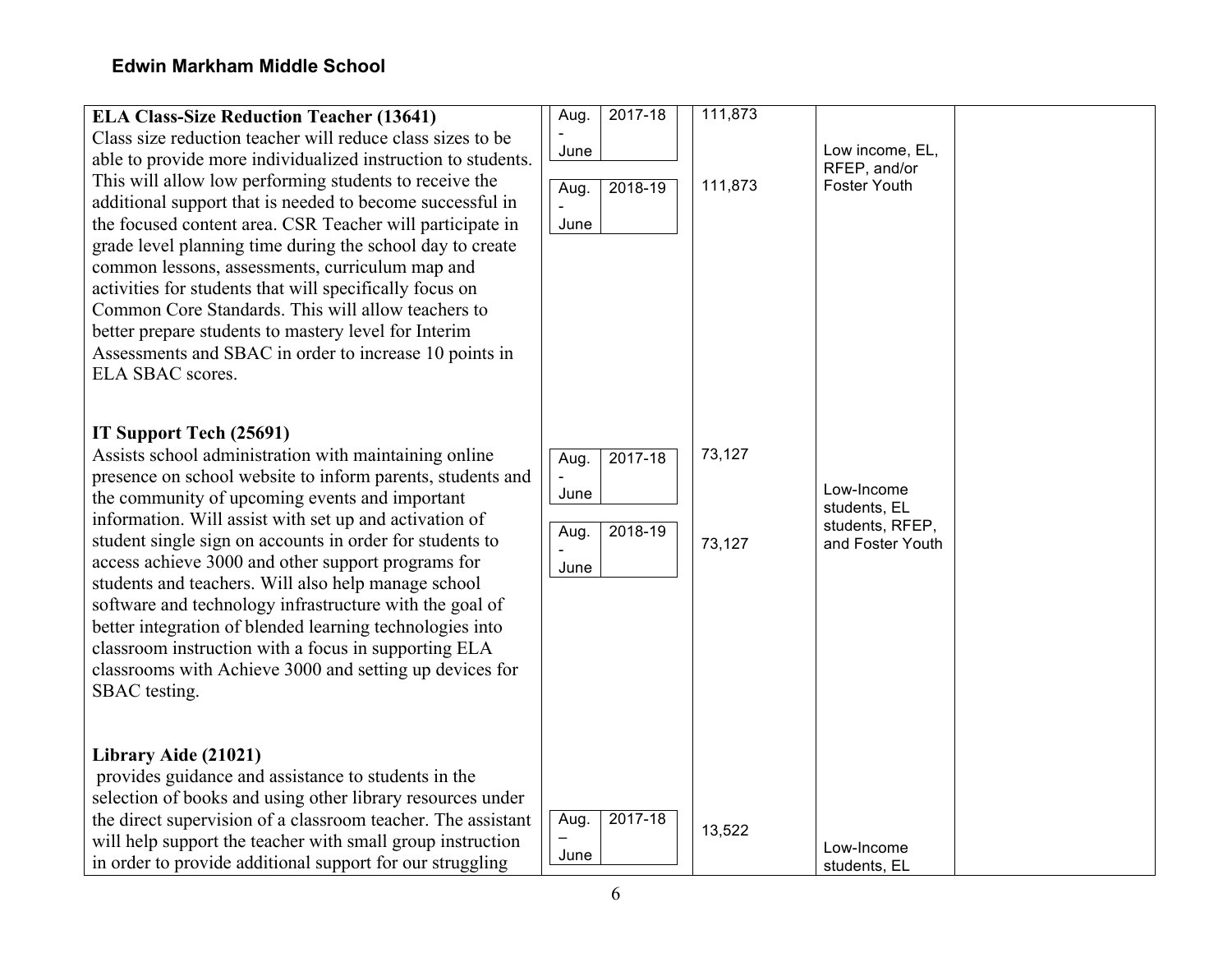## Edwin Markham Middle School

| | | | | |
|---|---|---|---|---|
| **ELA Class-Size Reduction Teacher (13641)**<br>Class size reduction teacher will reduce class sizes to be able to provide more individualized instruction to students. This will allow low performing students to receive the additional support that is needed to become successful in the focused content area. CSR Teacher will participate in grade level planning time during the school day to create common lessons, assessments, curriculum map and activities for students that will specifically focus on Common Core Standards. This will allow teachers to better prepare students to mastery level for Interim Assessments and SBAC in order to increase 10 points in ELA SBAC scores. | Aug. - June 2017-18<br><br>Aug. - June 2018-19 | 111,873<br><br>111,873 | Low income, EL, RFEP, and/or Foster Youth | |
| **IT Support Tech (25691)**<br>Assists school administration with maintaining online presence on school website to inform parents, students and the community of upcoming events and important information. Will assist with set up and activation of student single sign on accounts in order for students to access achieve 3000 and other support programs for students and teachers. Will also help manage school software and technology infrastructure with the goal of better integration of blended learning technologies into classroom instruction with a focus in supporting ELA classrooms with Achieve 3000 and setting up devices for SBAC testing. | Aug. - June 2017-18<br><br>Aug. - June 2018-19 | 73,127<br><br>73,127 | Low-Income students, EL students, RFEP, and Foster Youth | |
| **Library Aide (21021)**<br>provides guidance and assistance to students in the selection of books and using other library resources under the direct supervision of a classroom teacher. The assistant will help support the teacher with small group instruction in order to provide additional support for our struggling | Aug. – June 2017-18 | 13,522 | Low-Income students, EL | |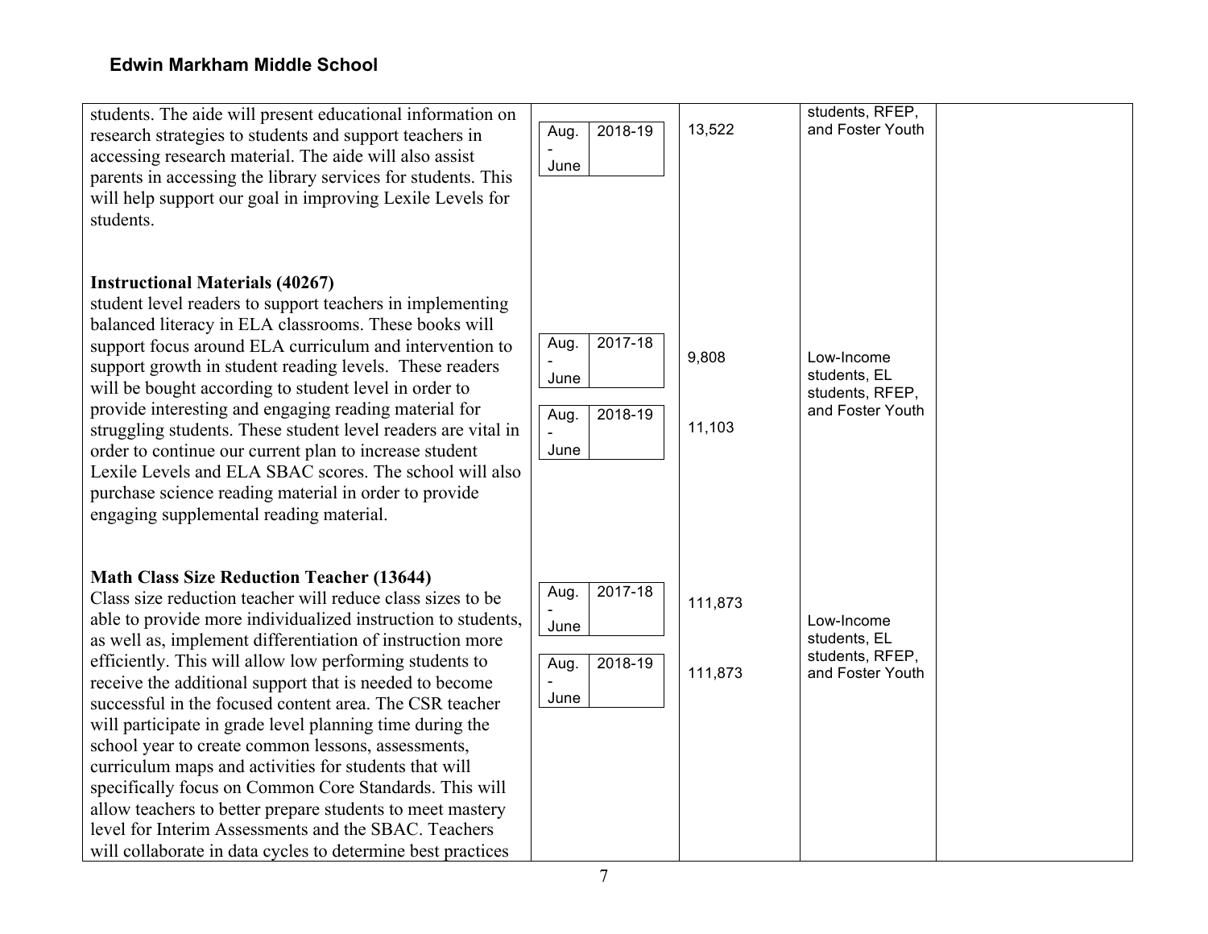## Edwin Markham Middle School

| | | | | |
|---|---|---|---|---|
| students. The aide will present educational information on research strategies to students and support teachers in accessing research material. The aide will also assist parents in accessing the library services for students. This will help support our goal in improving Lexile Levels for students. | Aug. - June 2018-19 | 13,522 | students, RFEP, and Foster Youth | |
| **Instructional Materials (40267)**<br>student level readers to support teachers in implementing balanced literacy in ELA classrooms. These books will support focus around ELA curriculum and intervention to support growth in student reading levels. These readers will be bought according to student level in order to provide interesting and engaging reading material for struggling students. These student level readers are vital in order to continue our current plan to increase student Lexile Levels and ELA SBAC scores. The school will also purchase science reading material in order to provide engaging supplemental reading material. | Aug. - June 2017-18<br><br>Aug. - June 2018-19 | 9,808<br><br>11,103 | Low-Income students, EL students, RFEP, and Foster Youth | |
| **Math Class Size Reduction Teacher (13644)**<br>Class size reduction teacher will reduce class sizes to be able to provide more individualized instruction to students, as well as, implement differentiation of instruction more efficiently. This will allow low performing students to receive the additional support that is needed to become successful in the focused content area. The CSR teacher will participate in grade level planning time during the school year to create common lessons, assessments, curriculum maps and activities for students that will specifically focus on Common Core Standards. This will allow teachers to better prepare students to meet mastery level for Interim Assessments and the SBAC. Teachers will collaborate in data cycles to determine best practices | Aug. - June 2017-18<br><br>Aug. - June 2018-19 | 111,873<br><br>111,873 | Low-Income students, EL students, RFEP, and Foster Youth | |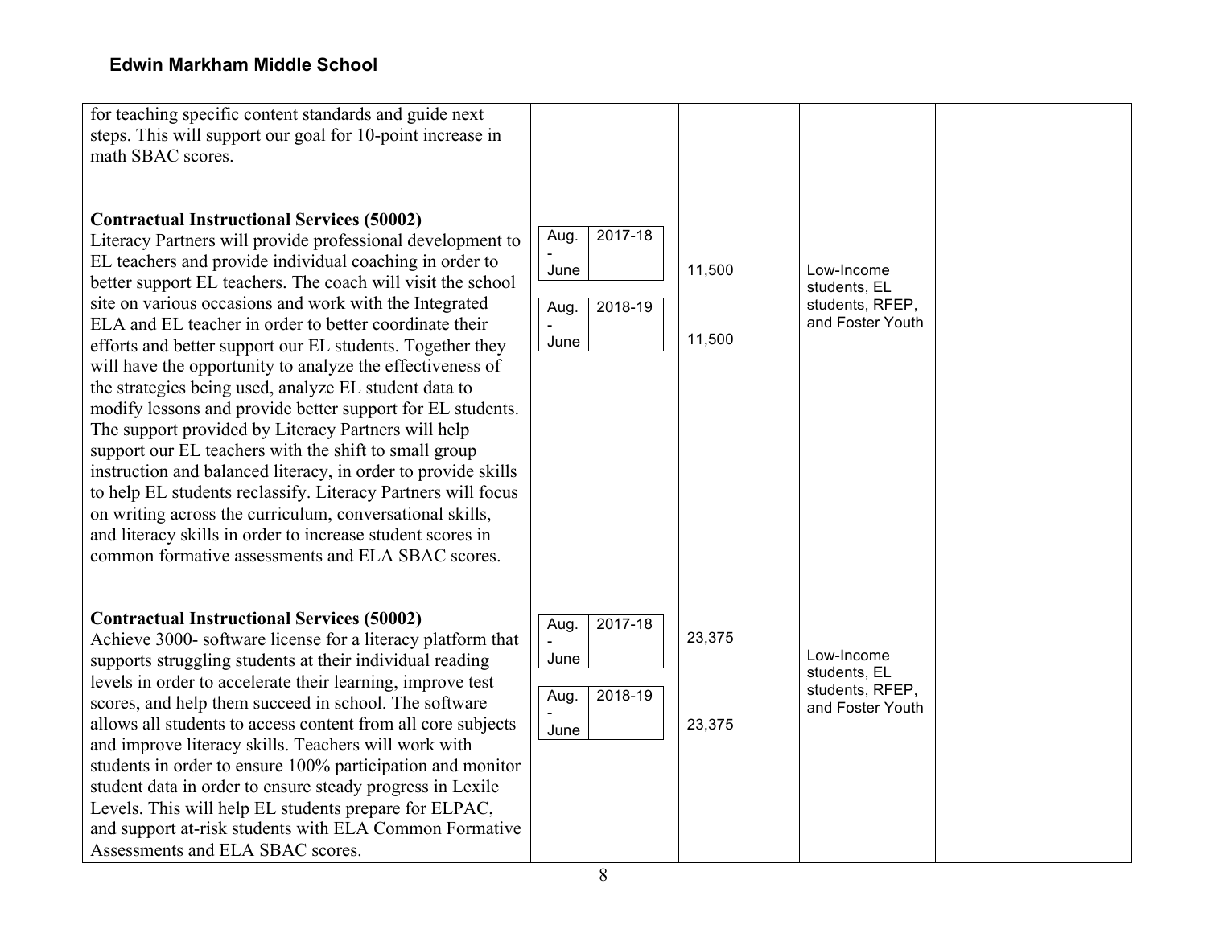**Edwin Markham Middle School**

| | | | | |
|---|---|---|---|---|
| for teaching specific content standards and guide next steps. This will support our goal for 10-point increase in math SBAC scores. | | | | |
| **Contractual Instructional Services (50002)**<br>Literacy Partners will provide professional development to EL teachers and provide individual coaching in order to better support EL teachers. The coach will visit the school site on various occasions and work with the Integrated ELA and EL teacher in order to better coordinate their efforts and better support our EL students. Together they will have the opportunity to analyze the effectiveness of the strategies being used, analyze EL student data to modify lessons and provide better support for EL students. The support provided by Literacy Partners will help support our EL teachers with the shift to small group instruction and balanced literacy, in order to provide skills to help EL students reclassify. Literacy Partners will focus on writing across the curriculum, conversational skills, and literacy skills in order to increase student scores in common formative assessments and ELA SBAC scores. | Aug. - June 2017-18<br><br>Aug. - June 2018-19 | 11,500<br><br>11,500 | Low-Income students, EL students, RFEP, and Foster Youth | |
| **Contractual Instructional Services (50002)**<br>Achieve 3000- software license for a literacy platform that supports struggling students at their individual reading levels in order to accelerate their learning, improve test scores, and help them succeed in school. The software allows all students to access content from all core subjects and improve literacy skills. Teachers will work with students in order to ensure 100% participation and monitor student data in order to ensure steady progress in Lexile Levels. This will help EL students prepare for ELPAC, and support at-risk students with ELA Common Formative Assessments and ELA SBAC scores. | Aug. - June 2017-18<br><br>Aug. - June 2018-19 | 23,375<br><br>23,375 | Low-Income students, EL students, RFEP, and Foster Youth | |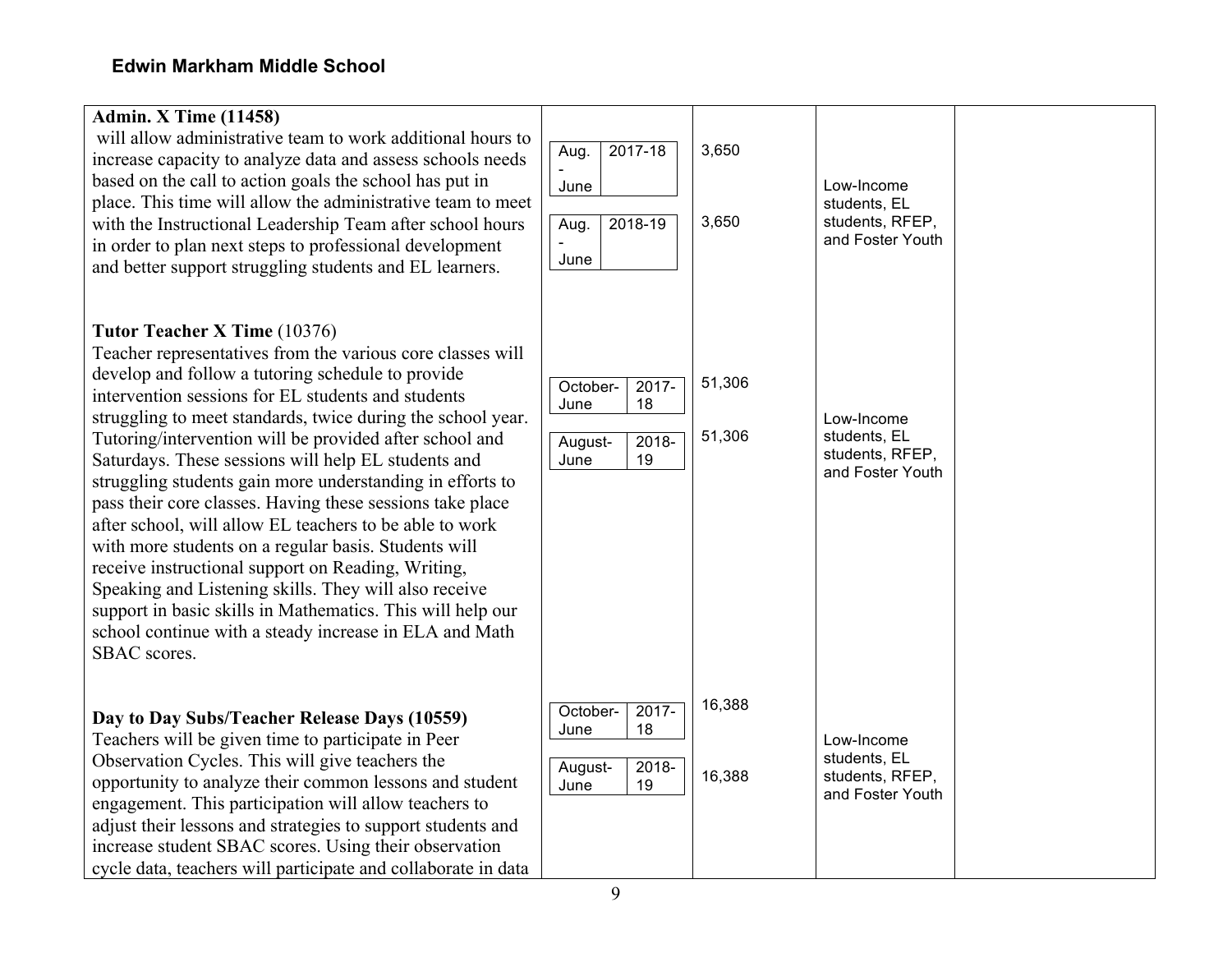## Edwin Markham Middle School

| | | | | |
|---|---|---|---|---|
| **Admin. X Time (11458)**<br>will allow administrative team to work additional hours to increase capacity to analyze data and assess schools needs based on the call to action goals the school has put in place. This time will allow the administrative team to meet with the Instructional Leadership Team after school hours in order to plan next steps to professional development and better support struggling students and EL learners. | Aug. - June 2017-18<br><br>Aug. - June 2018-19 | 3,650<br><br>3,650 | Low-Income students, EL students, RFEP, and Foster Youth | |
| **Tutor Teacher X Time** (10376)<br>Teacher representatives from the various core classes will develop and follow a tutoring schedule to provide intervention sessions for EL students and students struggling to meet standards, twice during the school year. Tutoring/intervention will be provided after school and Saturdays. These sessions will help EL students and struggling students gain more understanding in efforts to pass their core classes. Having these sessions take place after school, will allow EL teachers to be able to work with more students on a regular basis. Students will receive instructional support on Reading, Writing, Speaking and Listening skills. They will also receive support in basic skills in Mathematics. This will help our school continue with a steady increase in ELA and Math SBAC scores. | October-June 2017-18<br><br>August-June 2018-19 | 51,306<br><br>51,306 | Low-Income students, EL students, RFEP, and Foster Youth | |
| **Day to Day Subs/Teacher Release Days (10559)**<br>Teachers will be given time to participate in Peer Observation Cycles. This will give teachers the opportunity to analyze their common lessons and student engagement. This participation will allow teachers to adjust their lessons and strategies to support students and increase student SBAC scores. Using their observation cycle data, teachers will participate and collaborate in data | October-June 2017-18<br><br>August-June 2018-19 | 16,388<br><br>16,388 | Low-Income students, EL students, RFEP, and Foster Youth | |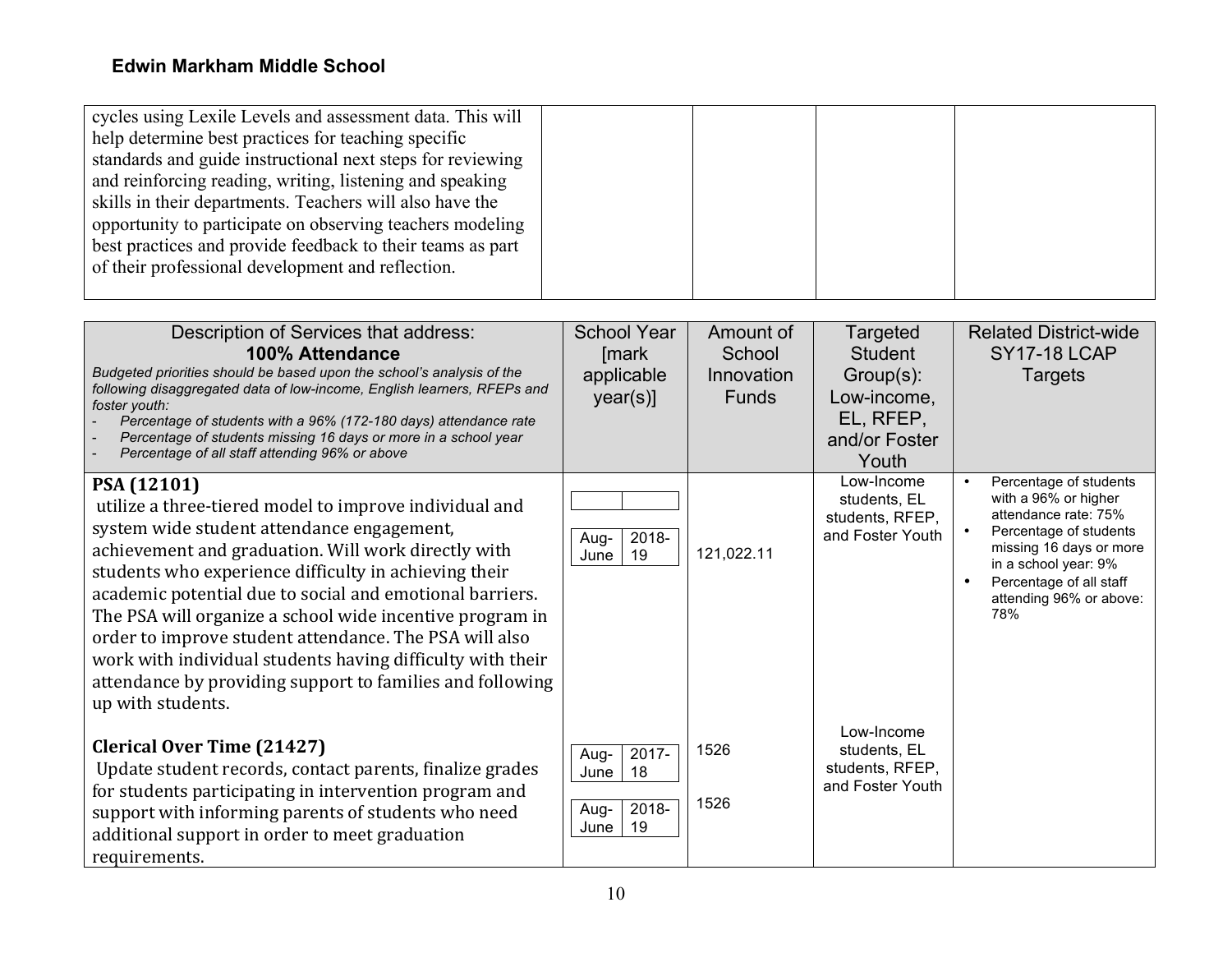## Edwin Markham Middle School

| | | | | |
|---|---|---|---|---|
| cycles using Lexile Levels and assessment data. This will help determine best practices for teaching specific standards and guide instructional next steps for reviewing and reinforcing reading, writing, listening and speaking skills in their departments. Teachers will also have the opportunity to participate on observing teachers modeling best practices and provide feedback to their teams as part of their professional development and reflection. | | | | |

| Description of Services that address: **100% Attendance** *Budgeted priorities should be based upon the school's analysis of the following disaggregated data of low-income, English learners, RFEPs and foster youth:* *- Percentage of students with a 96% (172-180 days) attendance rate* *- Percentage of students missing 16 days or more in a school year* *- Percentage of all staff attending 96% or above* | School Year [mark applicable year(s)] | Amount of School Innovation Funds | Targeted Student Group(s): Low-income, EL, RFEP, and/or Foster Youth | Related District-wide SY17-18 LCAP Targets |
|---|---|---|---|---|
| **PSA (12101)** utilize a three-tiered model to improve individual and system wide student attendance engagement, achievement and graduation. Will work directly with students who experience difficulty in achieving their academic potential due to social and emotional barriers. The PSA will organize a school wide incentive program in order to improve student attendance. The PSA will also work with individual students having difficulty with their attendance by providing support to families and following up with students. | Aug-June 2018-19 | 121,022.11 | Low-Income students, EL students, RFEP, and Foster Youth | • Percentage of students with a 96% or higher attendance rate: 75% • Percentage of students missing 16 days or more in a school year: 9% • Percentage of all staff attending 96% or above: 78% |
| **Clerical Over Time (21427)** Update student records, contact parents, finalize grades for students participating in intervention program and support with informing parents of students who need additional support in order to meet graduation requirements. | Aug-June 2017-18<br>Aug-June 2018-19 | 1526<br>1526 | Low-Income students, EL students, RFEP, and Foster Youth | |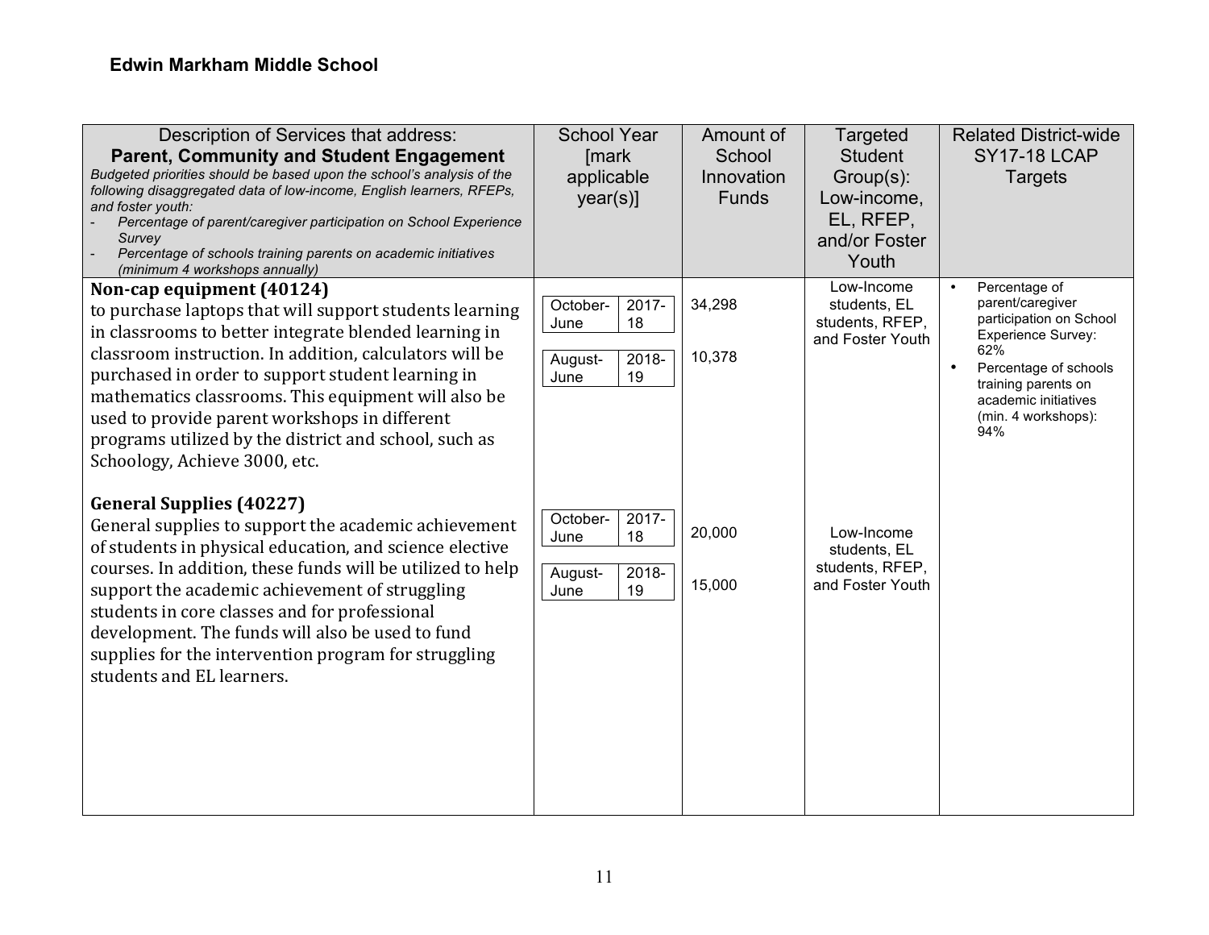**Edwin Markham Middle School**

| Description of Services that address: **Parent, Community and Student Engagement** *Budgeted priorities should be based upon the school's analysis of the following disaggregated data of low-income, English learners, RFEPs, and foster youth:* *- Percentage of parent/caregiver participation on School Experience Survey* *- Percentage of schools training parents on academic initiatives (minimum 4 workshops annually)* | School Year [mark applicable year(s)] | Amount of School Innovation Funds | Targeted Student Group(s): Low-income, EL, RFEP, and/or Foster Youth | Related District-wide SY17-18 LCAP Targets |
|---|---|---|---|---|
| **Non-cap equipment (40124)** to purchase laptops that will support students learning in classrooms to better integrate blended learning in classroom instruction. In addition, calculators will be purchased in order to support student learning in mathematics classrooms. This equipment will also be used to provide parent workshops in different programs utilized by the district and school, such as Schoology, Achieve 3000, etc. | October-June 2017-18<br>August-June 2018-19 | 34,298<br>10,378 | Low-Income students, EL students, RFEP, and Foster Youth | • Percentage of parent/caregiver participation on School Experience Survey: 62%<br>• Percentage of schools training parents on academic initiatives (min. 4 workshops): 94% |
| **General Supplies (40227)** General supplies to support the academic achievement of students in physical education, and science elective courses. In addition, these funds will be utilized to help support the academic achievement of struggling students in core classes and for professional development. The funds will also be used to fund supplies for the intervention program for struggling students and EL learners. | October-June 2017-18<br>August-June 2018-19 | 20,000<br>15,000 | Low-Income students, EL students, RFEP, and Foster Youth | |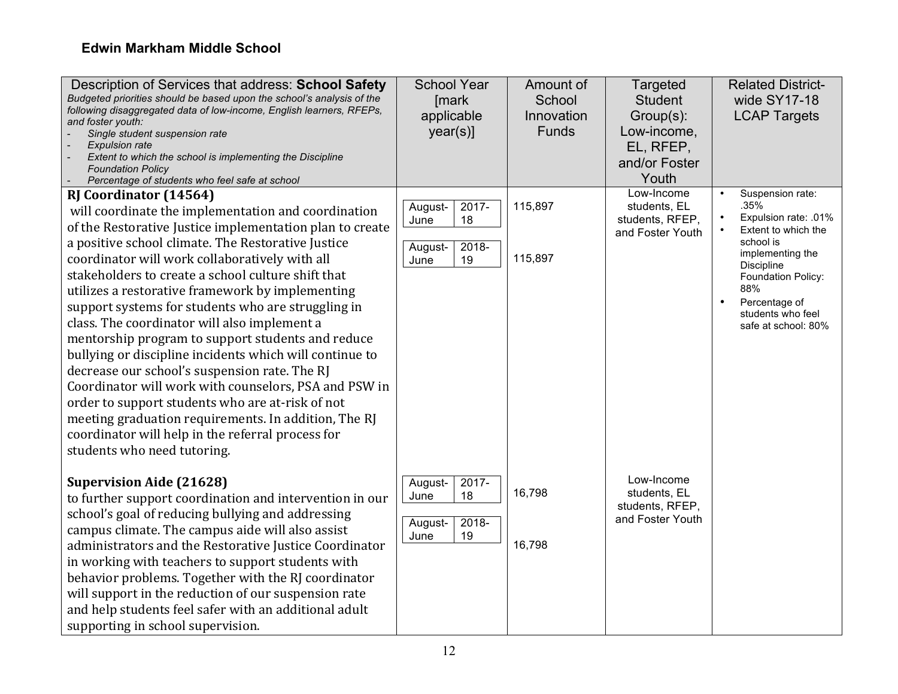## Edwin Markham Middle School

| Description of Services that address: **School Safety**<br>*Budgeted priorities should be based upon the school's analysis of the following disaggregated data of low-income, English learners, RFEPs, and foster youth:*<br>- *Single student suspension rate*<br>- *Expulsion rate*<br>- *Extent to which the school is implementing the Discipline Foundation Policy*<br>- *Percentage of students who feel safe at school* | School Year [mark applicable year(s)] | Amount of School Innovation Funds | Targeted Student Group(s): Low-income, EL, RFEP, and/or Foster Youth | Related District-wide SY17-18 LCAP Targets |
|---|---|---|---|---|
| **RJ Coordinator (14564)**<br>will coordinate the implementation and coordination of the Restorative Justice implementation plan to create a positive school climate. The Restorative Justice coordinator will work collaboratively with all stakeholders to create a school culture shift that utilizes a restorative framework by implementing support systems for students who are struggling in class. The coordinator will also implement a mentorship program to support students and reduce bullying or discipline incidents which will continue to decrease our school's suspension rate. The RJ Coordinator will work with counselors, PSA and PSW in order to support students who are at-risk of not meeting graduation requirements. In addition, The RJ coordinator will help in the referral process for students who need tutoring. | August-June 2017-18<br><br>August-June 2018-19 | 115,897<br><br>115,897 | Low-Income students, EL students, RFEP, and Foster Youth | • Suspension rate: .35%<br>• Expulsion rate: .01%<br>• Extent to which the school is implementing the Discipline Foundation Policy: 88%<br>• Percentage of students who feel safe at school: 80% |
| **Supervision Aide (21628)**<br>to further support coordination and intervention in our school's goal of reducing bullying and addressing campus climate. The campus aide will also assist administrators and the Restorative Justice Coordinator in working with teachers to support students with behavior problems. Together with the RJ coordinator will support in the reduction of our suspension rate and help students feel safer with an additional adult supporting in school supervision. | August-June 2017-18<br><br>August-June 2018-19 | 16,798<br><br>16,798 | Low-Income students, EL students, RFEP, and Foster Youth | |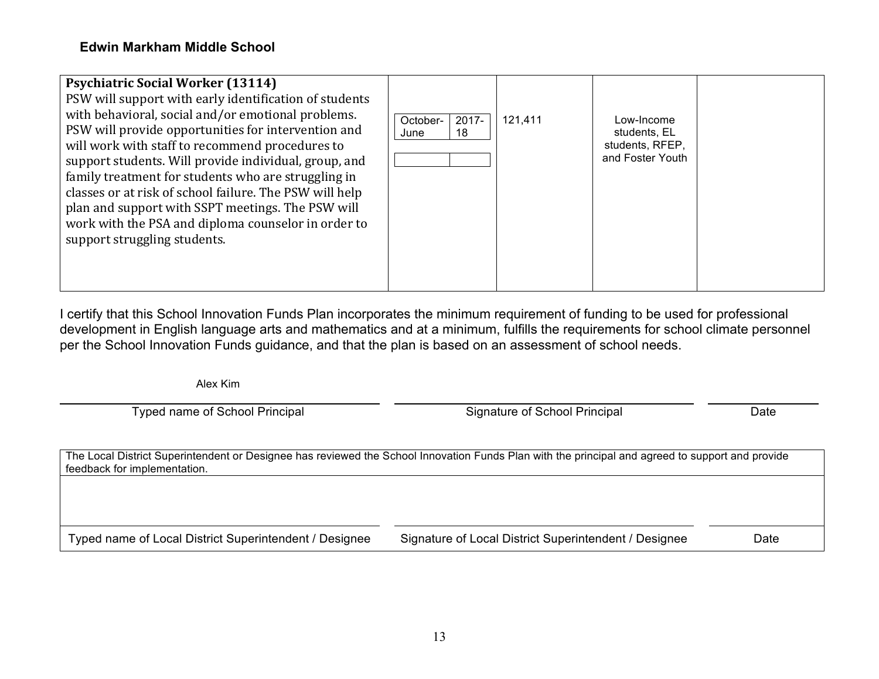**Edwin Markham Middle School**

| | | | | |
|---|---|---|---|---|
| **Psychiatric Social Worker (13114)**<br>PSW will support with early identification of students with behavioral, social and/or emotional problems. PSW will provide opportunities for intervention and will work with staff to recommend procedures to support students. Will provide individual, group, and family treatment for students who are struggling in classes or at risk of school failure. The PSW will help plan and support with SSPT meetings. The PSW will work with the PSA and diploma counselor in order to support struggling students. | October-June 2017-18 | 121,411 | Low-Income students, EL students, RFEP, and Foster Youth | |

I certify that this School Innovation Funds Plan incorporates the minimum requirement of funding to be used for professional development in English language arts and mathematics and at a minimum, fulfills the requirements for school climate personnel per the School Innovation Funds guidance, and that the plan is based on an assessment of school needs.

| | | |
|---|---|---|
| Alex Kim | | |
| Typed name of School Principal | Signature of School Principal | Date |

The Local District Superintendent or Designee has reviewed the School Innovation Funds Plan with the principal and agreed to support and provide feedback for implementation.

| | | |
|---|---|---|
| Typed name of Local District Superintendent / Designee | Signature of Local District Superintendent / Designee | Date |